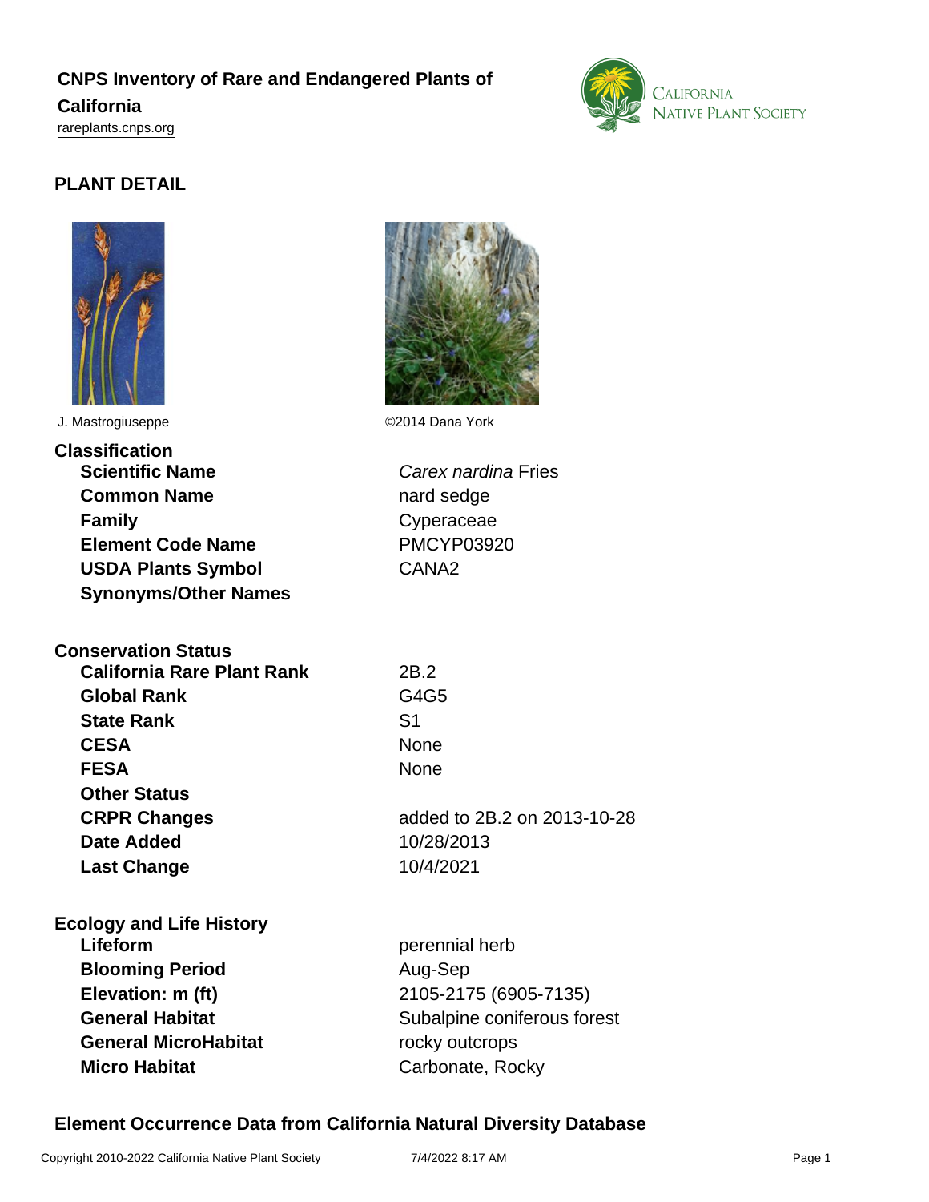# CNPS Inventory of Rare and Endangered Plants of California

rareplants.cnps.org

## PLANT DETAIL

J. Mastrogiuseppe

©2014 Dana York

### Classification

| | |
|---|---|
| **Scientific Name** | *Carex nardina* Fries |
| **Common Name** | nard sedge |
| **Family** | Cyperaceae |
| **Element Code Name** | PMCYP03920 |
| **USDA Plants Symbol** | CANA2 |
| **Synonyms/Other Names** | |

### Conservation Status

| | |
|---|---|
| **California Rare Plant Rank** | 2B.2 |
| **Global Rank** | G4G5 |
| **State Rank** | S1 |
| **CESA** | None |
| **FESA** | None |
| **Other Status** | |
| **CRPR Changes** | added to 2B.2 on 2013-10-28 |
| **Date Added** | 10/28/2013 |
| **Last Change** | 10/4/2021 |

### Ecology and Life History

| | |
|---|---|
| **Lifeform** | perennial herb |
| **Blooming Period** | Aug-Sep |
| **Elevation: m (ft)** | 2105-2175 (6905-7135) |
| **General Habitat** | Subalpine coniferous forest |
| **General MicroHabitat** | rocky outcrops |
| **Micro Habitat** | Carbonate, Rocky |

### Element Occurrence Data from California Natural Diversity Database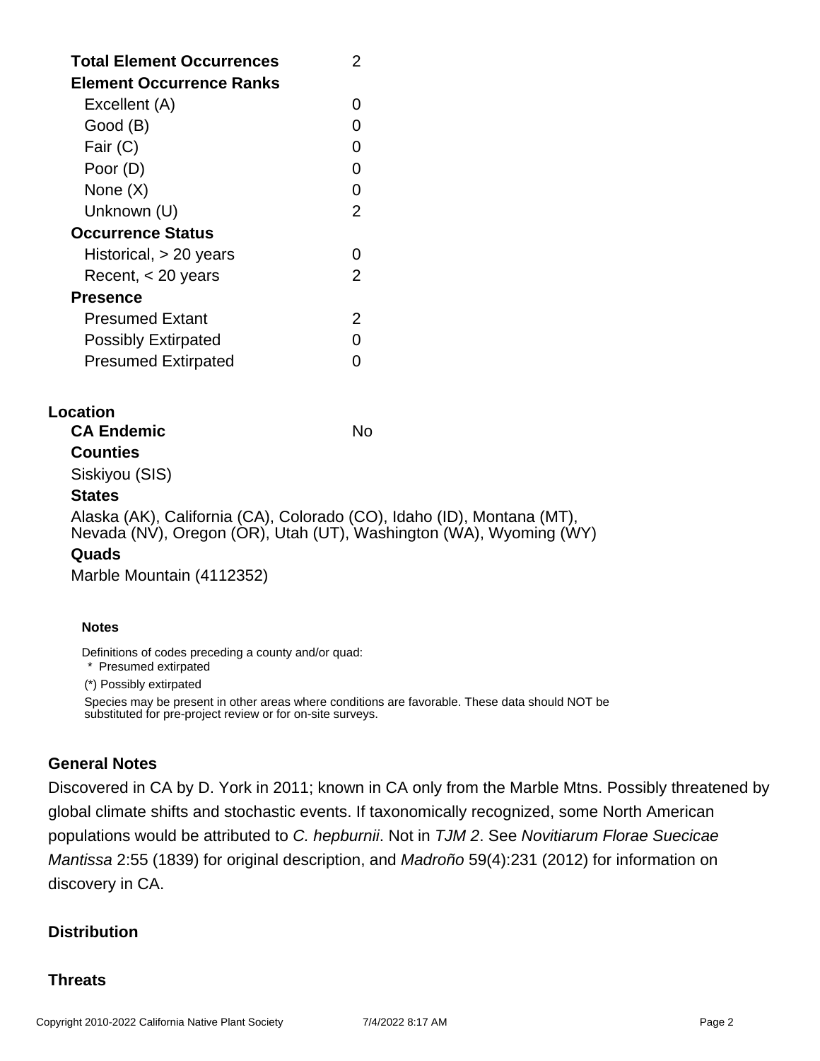| | |
|---|---|
| **Total Element Occurrences** | 2 |
| **Element Occurrence Ranks** | |
| Excellent (A) | 0 |
| Good (B) | 0 |
| Fair (C) | 0 |
| Poor (D) | 0 |
| None (X) | 0 |
| Unknown (U) | 2 |
| **Occurrence Status** | |
| Historical, > 20 years | 0 |
| Recent, < 20 years | 2 |
| **Presence** | |
| Presumed Extant | 2 |
| Possibly Extirpated | 0 |
| Presumed Extirpated | 0 |

## Location

**CA Endemic** No

**Counties**

Siskiyou (SIS)

**States**

Alaska (AK), California (CA), Colorado (CO), Idaho (ID), Montana (MT), Nevada (NV), Oregon (OR), Utah (UT), Washington (WA), Wyoming (WY)

**Quads**

Marble Mountain (4112352)

**Notes**

Definitions of codes preceding a county and/or quad:
* Presumed extirpated
(*) Possibly extirpated

Species may be present in other areas where conditions are favorable. These data should NOT be substituted for pre-project review or for on-site surveys.

## General Notes

Discovered in CA by D. York in 2011; known in CA only from the Marble Mtns. Possibly threatened by global climate shifts and stochastic events. If taxonomically recognized, some North American populations would be attributed to *C. hepburnii*. Not in *TJM 2*. See *Novitiarum Florae Suecicae Mantissa* 2:55 (1839) for original description, and *Madroño* 59(4):231 (2012) for information on discovery in CA.

## Distribution

## Threats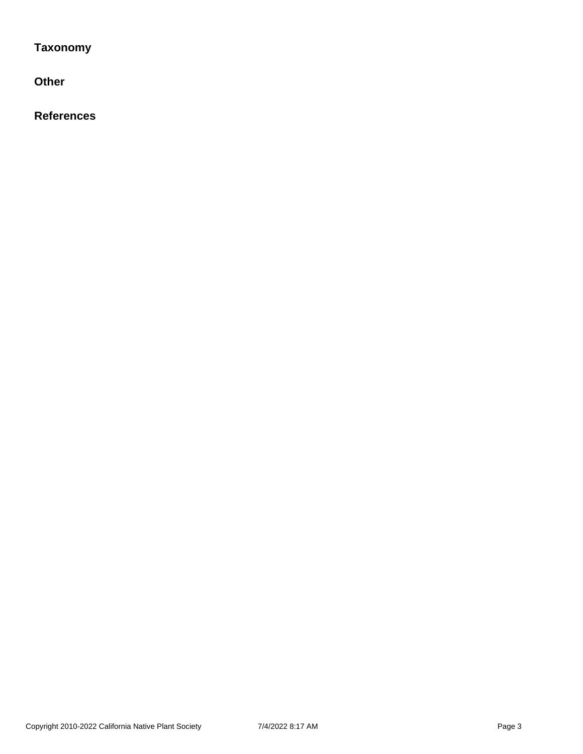## Taxonomy

## Other

## References